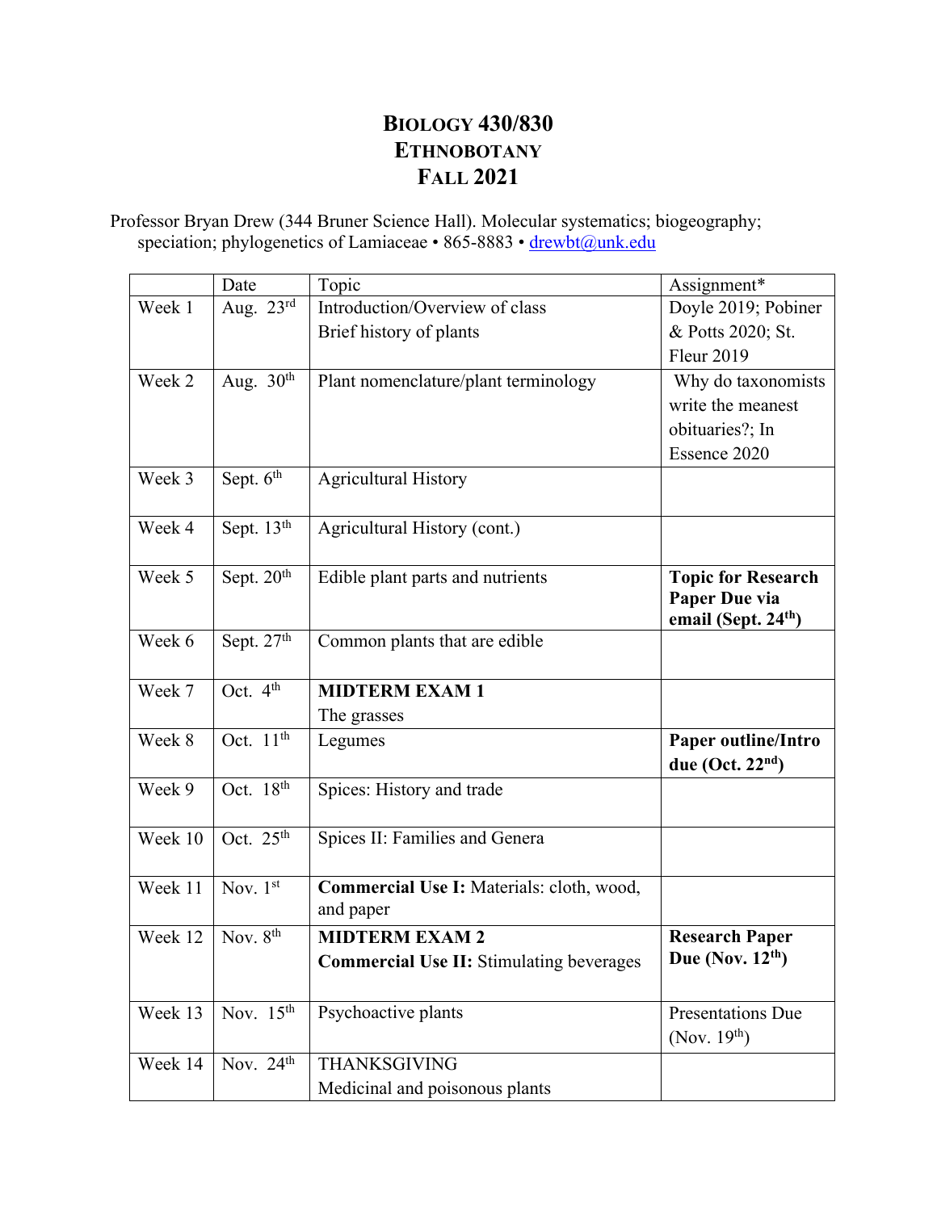# BIOLOGY 430/830
# ETHNOBOTANY
# FALL 2021

Professor Bryan Drew (344 Bruner Science Hall). Molecular systematics; biogeography; speciation; phylogenetics of Lamiaceae • 865-8883 • drewbt@unk.edu

| | Date | Topic | Assignment* |
|---|---|---|---|
| Week 1 | Aug. 23rd | Introduction/Overview of class<br>Brief history of plants | Doyle 2019; Pobiner & Potts 2020; St. Fleur 2019 |
| Week 2 | Aug. 30th | Plant nomenclature/plant terminology | Why do taxonomists write the meanest obituaries?; In Essence 2020 |
| Week 3 | Sept. 6th | Agricultural History | |
| Week 4 | Sept. 13th | Agricultural History (cont.) | |
| Week 5 | Sept. 20th | Edible plant parts and nutrients | **Topic for Research Paper Due via email (Sept. 24th)** |
| Week 6 | Sept. 27th | Common plants that are edible | |
| Week 7 | Oct. 4th | **MIDTERM EXAM 1**<br>The grasses | |
| Week 8 | Oct. 11th | Legumes | **Paper outline/Intro due (Oct. 22nd)** |
| Week 9 | Oct. 18th | Spices: History and trade | |
| Week 10 | Oct. 25th | Spices II: Families and Genera | |
| Week 11 | Nov. 1st | **Commercial Use I:** Materials: cloth, wood, and paper | |
| Week 12 | Nov. 8th | **MIDTERM EXAM 2**<br>**Commercial Use II:** Stimulating beverages | **Research Paper Due (Nov. 12th)** |
| Week 13 | Nov. 15th | Psychoactive plants | Presentations Due (Nov. 19th) |
| Week 14 | Nov. 24th | THANKSGIVING<br>Medicinal and poisonous plants | |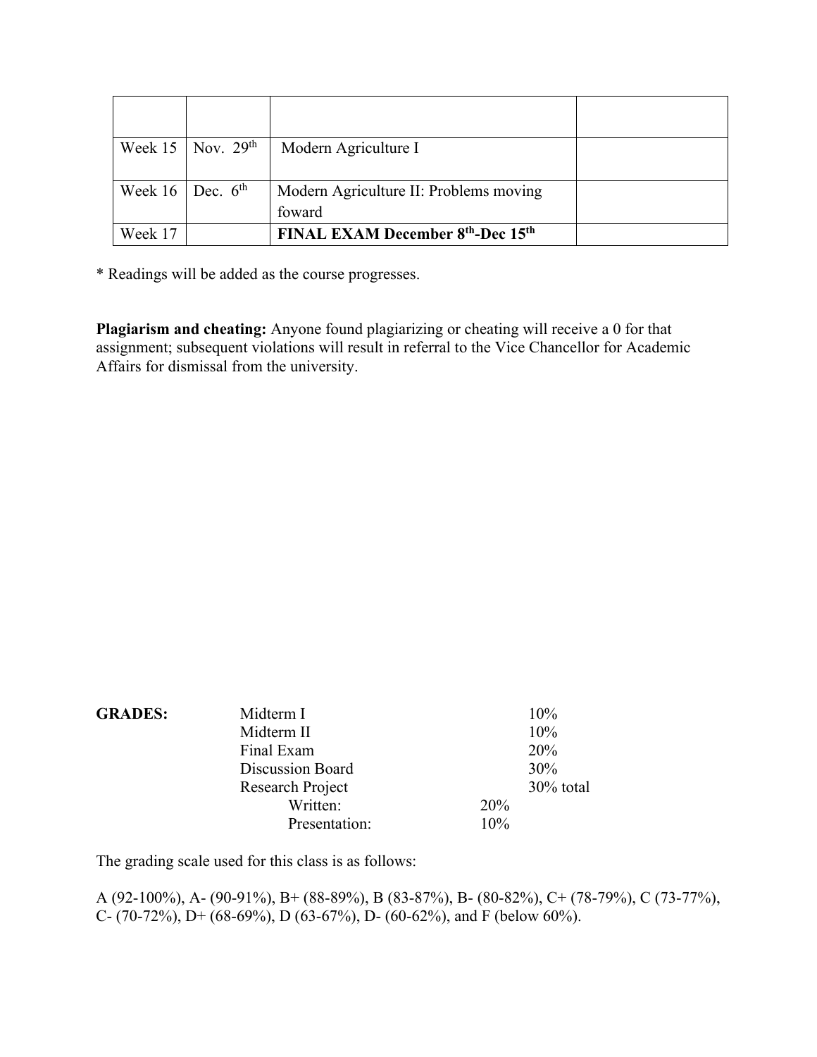| | | | |
|---|---|---|---|
| Week 15 | Nov. 29th | Modern Agriculture I | |
| Week 16 | Dec. 6th | Modern Agriculture II: Problems moving foward | |
| Week 17 | | **FINAL EXAM December 8th-Dec 15th** | |

* Readings will be added as the course progresses.

**Plagiarism and cheating:** Anyone found plagiarizing or cheating will receive a 0 for that assignment; subsequent violations will result in referral to the Vice Chancellor for Academic Affairs for dismissal from the university.

**GRADES:**

| | | |
|---|---|---|
| Midterm I | | 10% |
| Midterm II | | 10% |
| Final Exam | | 20% |
| Discussion Board | | 30% |
| Research Project | | 30% total |
| Written: | 20% | |
| Presentation: | 10% | |

The grading scale used for this class is as follows:

A (92-100%), A- (90-91%), B+ (88-89%), B (83-87%), B- (80-82%), C+ (78-79%), C (73-77%), C- (70-72%), D+ (68-69%), D (63-67%), D- (60-62%), and F (below 60%).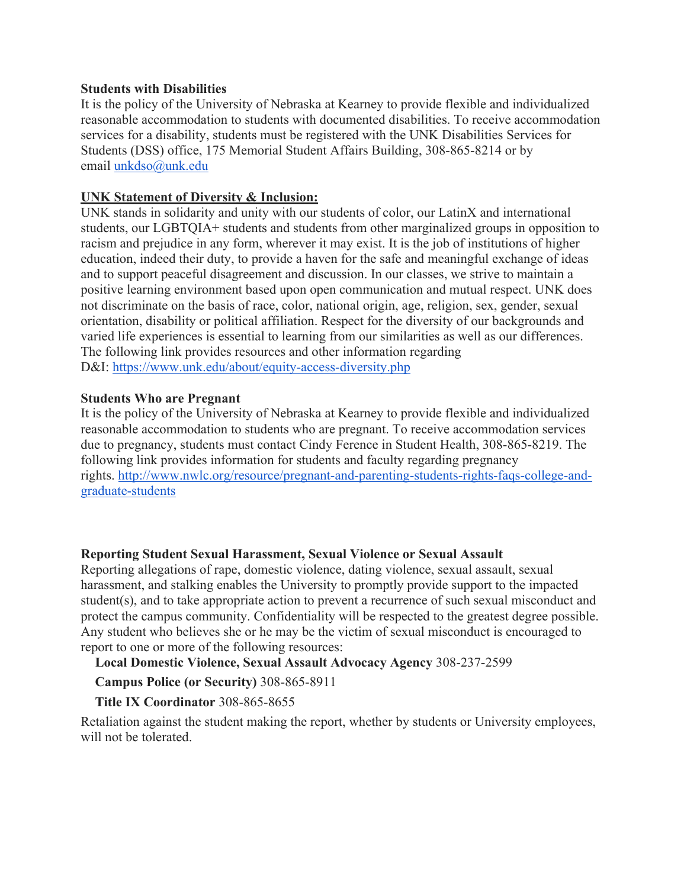**Students with Disabilities**

It is the policy of the University of Nebraska at Kearney to provide flexible and individualized reasonable accommodation to students with documented disabilities. To receive accommodation services for a disability, students must be registered with the UNK Disabilities Services for Students (DSS) office, 175 Memorial Student Affairs Building, 308-865-8214 or by email [unkdso@unk.edu](mailto:unkdso@unk.edu)

**UNK Statement of Diversity & Inclusion:**

UNK stands in solidarity and unity with our students of color, our LatinX and international students, our LGBTQIA+ students and students from other marginalized groups in opposition to racism and prejudice in any form, wherever it may exist. It is the job of institutions of higher education, indeed their duty, to provide a haven for the safe and meaningful exchange of ideas and to support peaceful disagreement and discussion. In our classes, we strive to maintain a positive learning environment based upon open communication and mutual respect. UNK does not discriminate on the basis of race, color, national origin, age, religion, sex, gender, sexual orientation, disability or political affiliation. Respect for the diversity of our backgrounds and varied life experiences is essential to learning from our similarities as well as our differences. The following link provides resources and other information regarding D&I: [https://www.unk.edu/about/equity-access-diversity.php](https://www.unk.edu/about/equity-access-diversity.php)

**Students Who are Pregnant**

It is the policy of the University of Nebraska at Kearney to provide flexible and individualized reasonable accommodation to students who are pregnant. To receive accommodation services due to pregnancy, students must contact Cindy Ference in Student Health, 308-865-8219. The following link provides information for students and faculty regarding pregnancy rights. [http://www.nwlc.org/resource/pregnant-and-parenting-students-rights-faqs-college-and-graduate-students](http://www.nwlc.org/resource/pregnant-and-parenting-students-rights-faqs-college-and-graduate-students)

**Reporting Student Sexual Harassment, Sexual Violence or Sexual Assault**

Reporting allegations of rape, domestic violence, dating violence, sexual assault, sexual harassment, and stalking enables the University to promptly provide support to the impacted student(s), and to take appropriate action to prevent a recurrence of such sexual misconduct and protect the campus community. Confidentiality will be respected to the greatest degree possible. Any student who believes she or he may be the victim of sexual misconduct is encouraged to report to one or more of the following resources:

**Local Domestic Violence, Sexual Assault Advocacy Agency** 308-237-2599

**Campus Police (or Security)** 308-865-8911

**Title IX Coordinator** 308-865-8655

Retaliation against the student making the report, whether by students or University employees, will not be tolerated.